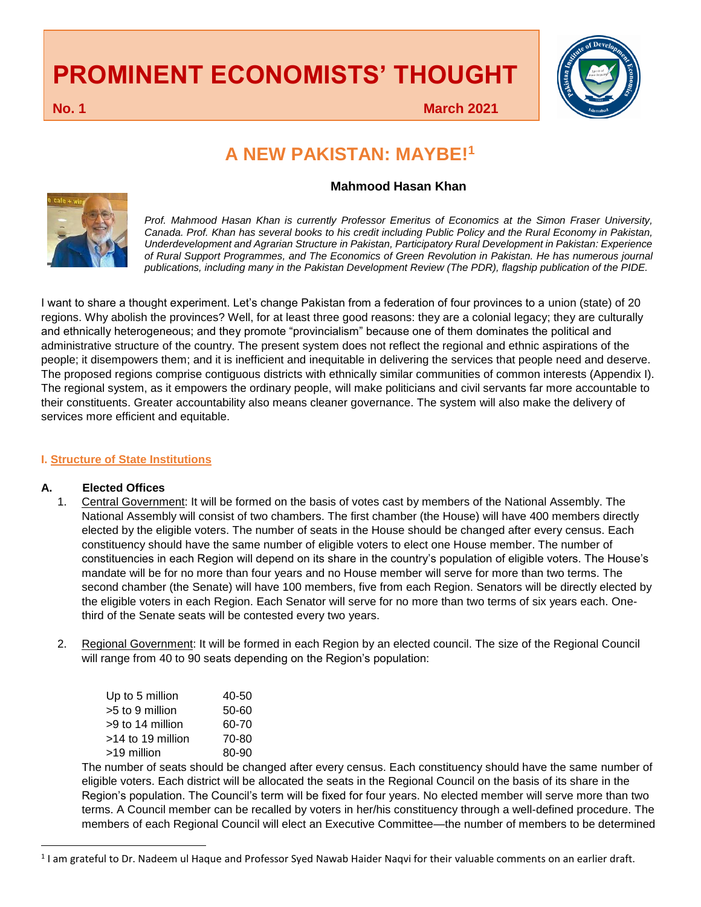# PROMINENT ECONOMISTS' THOUGHT

**No. 1** **March 2021**

## A NEW PAKISTAN: MAYBE![1]

**Mahmood Hasan Khan**

*Prof. Mahmood Hasan Khan is currently Professor Emeritus of Economics at the Simon Fraser University, Canada. Prof. Khan has several books to his credit including Public Policy and the Rural Economy in Pakistan, Underdevelopment and Agrarian Structure in Pakistan, Participatory Rural Development in Pakistan: Experience of Rural Support Programmes, and The Economics of Green Revolution in Pakistan. He has numerous journal publications, including many in the Pakistan Development Review (The PDR), flagship publication of the PIDE.*

I want to share a thought experiment. Let's change Pakistan from a federation of four provinces to a union (state) of 20 regions. Why abolish the provinces? Well, for at least three good reasons: they are a colonial legacy; they are culturally and ethnically heterogeneous; and they promote "provincialism" because one of them dominates the political and administrative structure of the country. The present system does not reflect the regional and ethnic aspirations of the people; it disempowers them; and it is inefficient and inequitable in delivering the services that people need and deserve. The proposed regions comprise contiguous districts with ethnically similar communities of common interests (Appendix I). The regional system, as it empowers the ordinary people, will make politicians and civil servants far more accountable to their constituents. Greater accountability also means cleaner governance. The system will also make the delivery of services more efficient and equitable.

### I. Structure of State Institutions

#### A. Elected Offices

1. Central Government: It will be formed on the basis of votes cast by members of the National Assembly. The National Assembly will consist of two chambers. The first chamber (the House) will have 400 members directly elected by the eligible voters. The number of seats in the House should be changed after every census. Each constituency should have the same number of eligible voters to elect one House member. The number of constituencies in each Region will depend on its share in the country's population of eligible voters. The House's mandate will be for no more than four years and no House member will serve for more than two terms. The second chamber (the Senate) will have 100 members, five from each Region. Senators will be directly elected by the eligible voters in each Region. Each Senator will serve for no more than two terms of six years each. One-third of the Senate seats will be contested every two years.

2. Regional Government: It will be formed in each Region by an elected council. The size of the Regional Council will range from 40 to 90 seats depending on the Region's population:

| | |
|---|---|
| Up to 5 million | 40-50 |
| >5 to 9 million | 50-60 |
| >9 to 14 million | 60-70 |
| >14 to 19 million | 70-80 |
| >19 million | 80-90 |

The number of seats should be changed after every census. Each constituency should have the same number of eligible voters. Each district will be allocated the seats in the Regional Council on the basis of its share in the Region's population. The Council's term will be fixed for four years. No elected member will serve more than two terms. A Council member can be recalled by voters in her/his constituency through a well-defined procedure. The members of each Regional Council will elect an Executive Committee—the number of members to be determined

[1] I am grateful to Dr. Nadeem ul Haque and Professor Syed Nawab Haider Naqvi for their valuable comments on an earlier draft.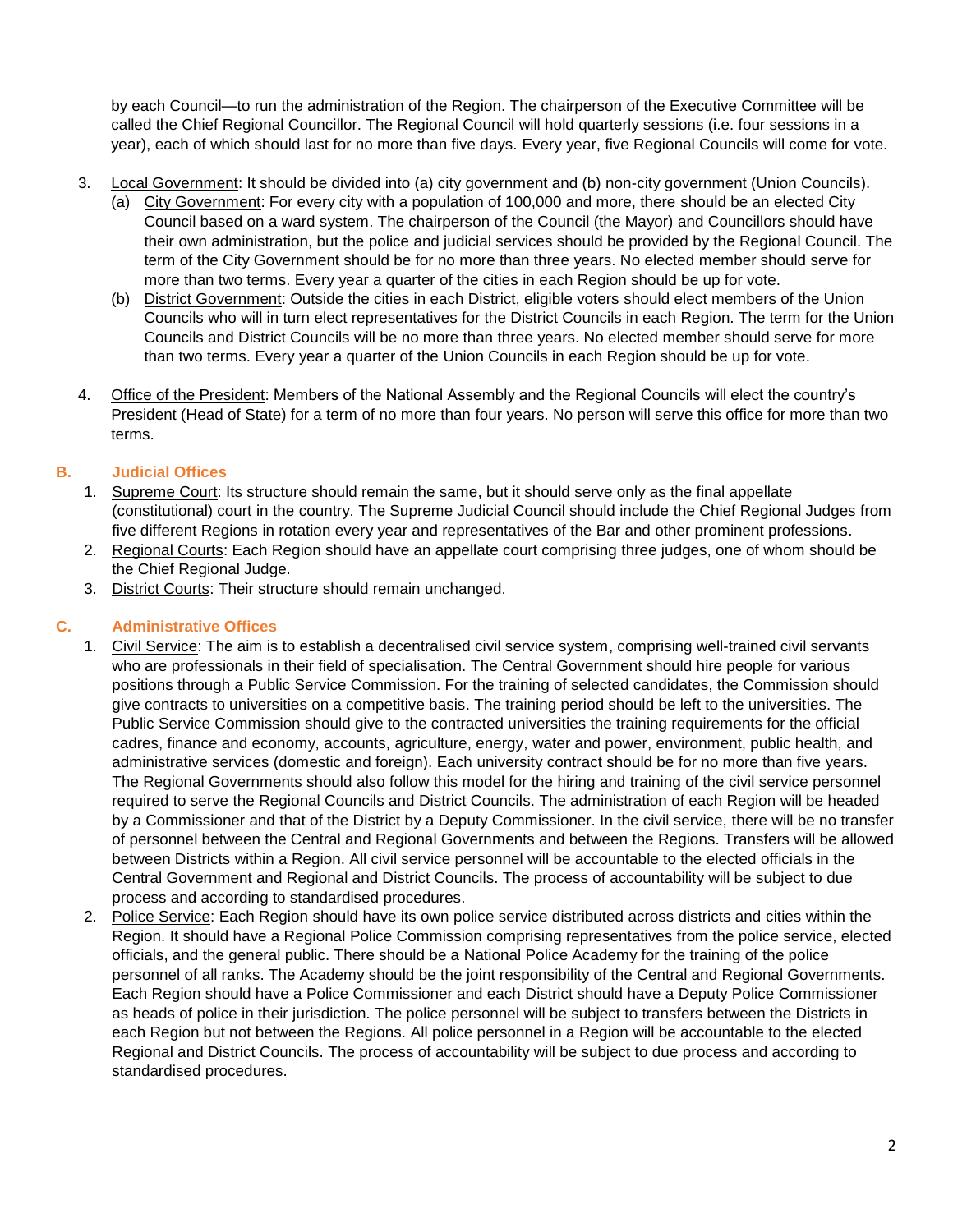by each Council—to run the administration of the Region. The chairperson of the Executive Committee will be called the Chief Regional Councillor. The Regional Council will hold quarterly sessions (i.e. four sessions in a year), each of which should last for no more than five days. Every year, five Regional Councils will come for vote.

3. Local Government: It should be divided into (a) city government and (b) non-city government (Union Councils).
   (a) City Government: For every city with a population of 100,000 and more, there should be an elected City Council based on a ward system. The chairperson of the Council (the Mayor) and Councillors should have their own administration, but the police and judicial services should be provided by the Regional Council. The term of the City Government should be for no more than three years. No elected member should serve for more than two terms. Every year a quarter of the cities in each Region should be up for vote.
   (b) District Government: Outside the cities in each District, eligible voters should elect members of the Union Councils who will in turn elect representatives for the District Councils in each Region. The term for the Union Councils and District Councils will be no more than three years. No elected member should serve for more than two terms. Every year a quarter of the Union Councils in each Region should be up for vote.

4. Office of the President: Members of the National Assembly and the Regional Councils will elect the country's President (Head of State) for a term of no more than four years. No person will serve this office for more than two terms.

## B. Judicial Offices

1. Supreme Court: Its structure should remain the same, but it should serve only as the final appellate (constitutional) court in the country. The Supreme Judicial Council should include the Chief Regional Judges from five different Regions in rotation every year and representatives of the Bar and other prominent professions.
2. Regional Courts: Each Region should have an appellate court comprising three judges, one of whom should be the Chief Regional Judge.
3. District Courts: Their structure should remain unchanged.

## C. Administrative Offices

1. Civil Service: The aim is to establish a decentralised civil service system, comprising well-trained civil servants who are professionals in their field of specialisation. The Central Government should hire people for various positions through a Public Service Commission. For the training of selected candidates, the Commission should give contracts to universities on a competitive basis. The training period should be left to the universities. The Public Service Commission should give to the contracted universities the training requirements for the official cadres, finance and economy, accounts, agriculture, energy, water and power, environment, public health, and administrative services (domestic and foreign). Each university contract should be for no more than five years. The Regional Governments should also follow this model for the hiring and training of the civil service personnel required to serve the Regional Councils and District Councils. The administration of each Region will be headed by a Commissioner and that of the District by a Deputy Commissioner. In the civil service, there will be no transfer of personnel between the Central and Regional Governments and between the Regions. Transfers will be allowed between Districts within a Region. All civil service personnel will be accountable to the elected officials in the Central Government and Regional and District Councils. The process of accountability will be subject to due process and according to standardised procedures.
2. Police Service: Each Region should have its own police service distributed across districts and cities within the Region. It should have a Regional Police Commission comprising representatives from the police service, elected officials, and the general public. There should be a National Police Academy for the training of the police personnel of all ranks. The Academy should be the joint responsibility of the Central and Regional Governments. Each Region should have a Police Commissioner and each District should have a Deputy Police Commissioner as heads of police in their jurisdiction. The police personnel will be subject to transfers between the Districts in each Region but not between the Regions. All police personnel in a Region will be accountable to the elected Regional and District Councils. The process of accountability will be subject to due process and according to standardised procedures.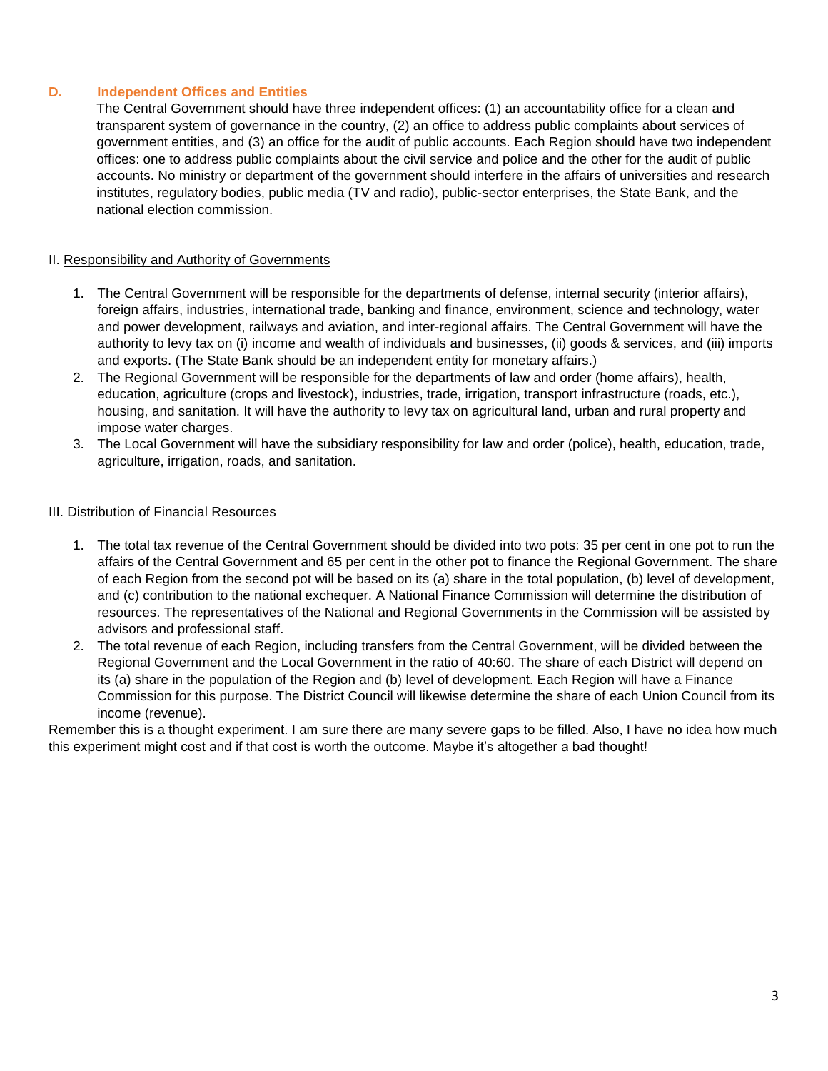### D. Independent Offices and Entities

The Central Government should have three independent offices: (1) an accountability office for a clean and transparent system of governance in the country, (2) an office to address public complaints about services of government entities, and (3) an office for the audit of public accounts. Each Region should have two independent offices: one to address public complaints about the civil service and police and the other for the audit of public accounts. No ministry or department of the government should interfere in the affairs of universities and research institutes, regulatory bodies, public media (TV and radio), public-sector enterprises, the State Bank, and the national election commission.

## II. Responsibility and Authority of Governments

1. The Central Government will be responsible for the departments of defense, internal security (interior affairs), foreign affairs, industries, international trade, banking and finance, environment, science and technology, water and power development, railways and aviation, and inter-regional affairs. The Central Government will have the authority to levy tax on (i) income and wealth of individuals and businesses, (ii) goods & services, and (iii) imports and exports. (The State Bank should be an independent entity for monetary affairs.)
2. The Regional Government will be responsible for the departments of law and order (home affairs), health, education, agriculture (crops and livestock), industries, trade, irrigation, transport infrastructure (roads, etc.), housing, and sanitation. It will have the authority to levy tax on agricultural land, urban and rural property and impose water charges.
3. The Local Government will have the subsidiary responsibility for law and order (police), health, education, trade, agriculture, irrigation, roads, and sanitation.

## III. Distribution of Financial Resources

1. The total tax revenue of the Central Government should be divided into two pots: 35 per cent in one pot to run the affairs of the Central Government and 65 per cent in the other pot to finance the Regional Government. The share of each Region from the second pot will be based on its (a) share in the total population, (b) level of development, and (c) contribution to the national exchequer. A National Finance Commission will determine the distribution of resources. The representatives of the National and Regional Governments in the Commission will be assisted by advisors and professional staff.
2. The total revenue of each Region, including transfers from the Central Government, will be divided between the Regional Government and the Local Government in the ratio of 40:60. The share of each District will depend on its (a) share in the population of the Region and (b) level of development. Each Region will have a Finance Commission for this purpose. The District Council will likewise determine the share of each Union Council from its income (revenue).

Remember this is a thought experiment. I am sure there are many severe gaps to be filled. Also, I have no idea how much this experiment might cost and if that cost is worth the outcome. Maybe it's altogether a bad thought!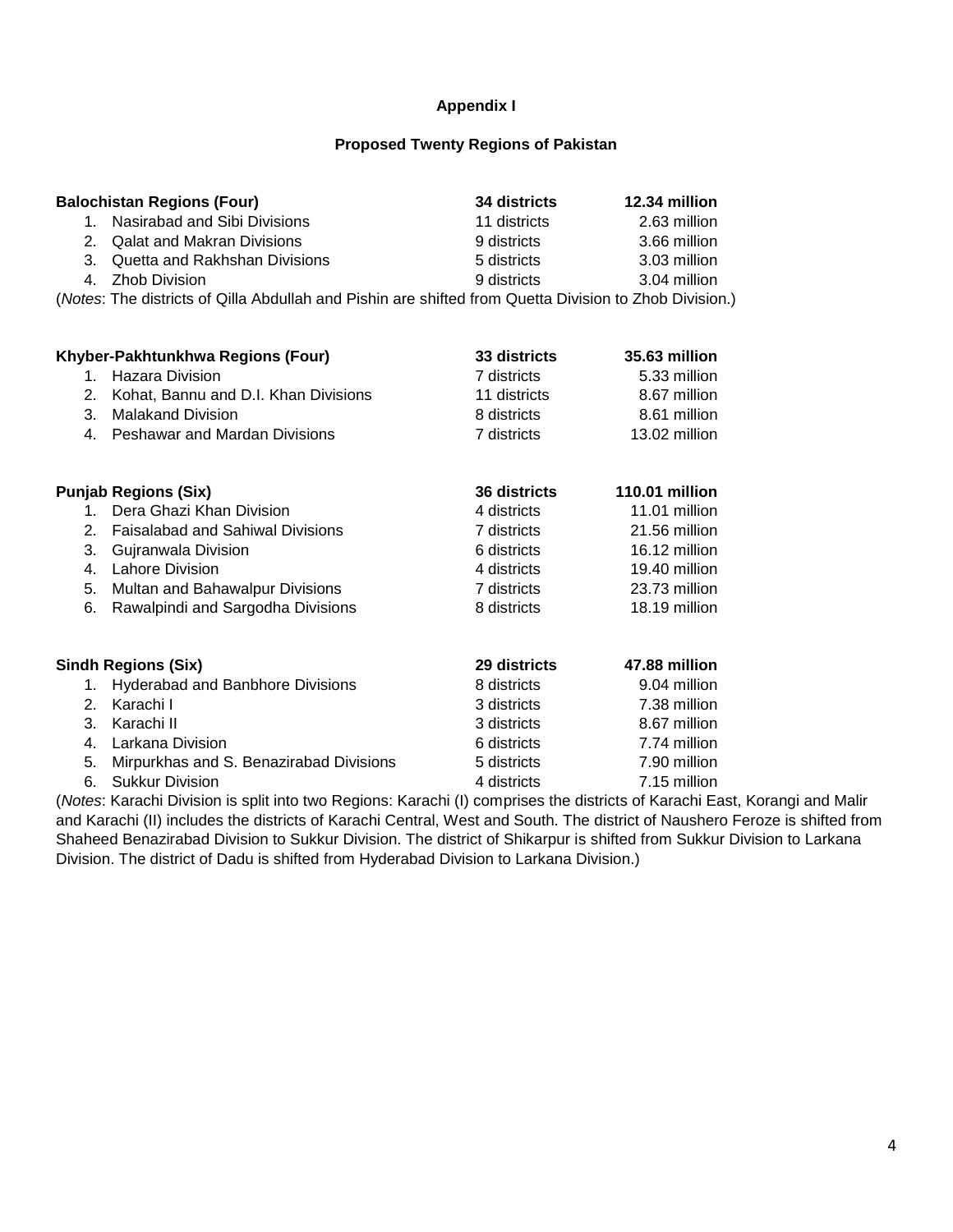## Appendix I

### Proposed Twenty Regions of Pakistan

| Region | Districts | Population |
|---|---|---|
| **Balochistan Regions (Four)** | **34 districts** | **12.34 million** |
| 1. Nasirabad and Sibi Divisions | 11 districts | 2.63 million |
| 2. Qalat and Makran Divisions | 9 districts | 3.66 million |
| 3. Quetta and Rakhshan Divisions | 5 districts | 3.03 million |
| 4. Zhob Division | 9 districts | 3.04 million |

(*Notes*: The districts of Qilla Abdullah and Pishin are shifted from Quetta Division to Zhob Division.)

| Region | Districts | Population |
|---|---|---|
| **Khyber-Pakhtunkhwa Regions (Four)** | **33 districts** | **35.63 million** |
| 1. Hazara Division | 7 districts | 5.33 million |
| 2. Kohat, Bannu and D.I. Khan Divisions | 11 districts | 8.67 million |
| 3. Malakand Division | 8 districts | 8.61 million |
| 4. Peshawar and Mardan Divisions | 7 districts | 13.02 million |

| Region | Districts | Population |
|---|---|---|
| **Punjab Regions (Six)** | **36 districts** | **110.01 million** |
| 1. Dera Ghazi Khan Division | 4 districts | 11.01 million |
| 2. Faisalabad and Sahiwal Divisions | 7 districts | 21.56 million |
| 3. Gujranwala Division | 6 districts | 16.12 million |
| 4. Lahore Division | 4 districts | 19.40 million |
| 5. Multan and Bahawalpur Divisions | 7 districts | 23.73 million |
| 6. Rawalpindi and Sargodha Divisions | 8 districts | 18.19 million |

| Region | Districts | Population |
|---|---|---|
| **Sindh Regions (Six)** | **29 districts** | **47.88 million** |
| 1. Hyderabad and Banbhore Divisions | 8 districts | 9.04 million |
| 2. Karachi I | 3 districts | 7.38 million |
| 3. Karachi II | 3 districts | 8.67 million |
| 4. Larkana Division | 6 districts | 7.74 million |
| 5. Mirpurkhas and S. Benazirabad Divisions | 5 districts | 7.90 million |
| 6. Sukkur Division | 4 districts | 7.15 million |

(*Notes*: Karachi Division is split into two Regions: Karachi (I) comprises the districts of Karachi East, Korangi and Malir and Karachi (II) includes the districts of Karachi Central, West and South. The district of Naushero Feroze is shifted from Shaheed Benazirabad Division to Sukkur Division. The district of Shikarpur is shifted from Sukkur Division to Larkana Division. The district of Dadu is shifted from Hyderabad Division to Larkana Division.)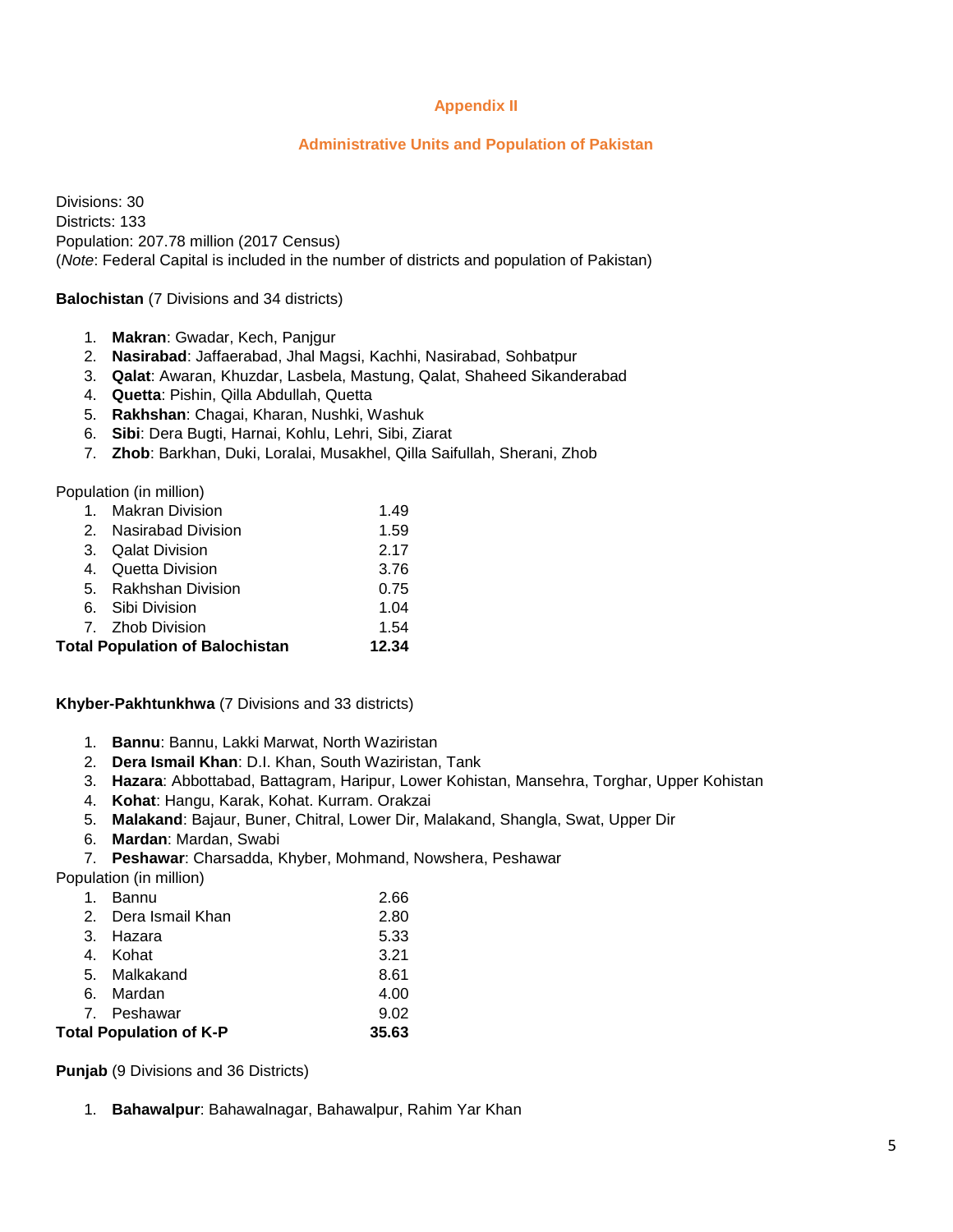## Appendix II

## Administrative Units and Population of Pakistan

Divisions: 30
Districts: 133
Population: 207.78 million (2017 Census)
(*Note*: Federal Capital is included in the number of districts and population of Pakistan)

**Balochistan** (7 Divisions and 34 districts)

1. **Makran**: Gwadar, Kech, Panjgur
2. **Nasirabad**: Jaffaerabad, Jhal Magsi, Kachhi, Nasirabad, Sohbatpur
3. **Qalat**: Awaran, Khuzdar, Lasbela, Mastung, Qalat, Shaheed Sikanderabad
4. **Quetta**: Pishin, Qilla Abdullah, Quetta
5. **Rakhshan**: Chagai, Kharan, Nushki, Washuk
6. **Sibi**: Dera Bugti, Harnai, Kohlu, Lehri, Sibi, Ziarat
7. **Zhob**: Barkhan, Duki, Loralai, Musakhel, Qilla Saifullah, Sherani, Zhob

Population (in million)

| | |
|---|---|
| 1. Makran Division | 1.49 |
| 2. Nasirabad Division | 1.59 |
| 3. Qalat Division | 2.17 |
| 4. Quetta Division | 3.76 |
| 5. Rakhshan Division | 0.75 |
| 6. Sibi Division | 1.04 |
| 7. Zhob Division | 1.54 |
| **Total Population of Balochistan** | **12.34** |

**Khyber-Pakhtunkhwa** (7 Divisions and 33 districts)

1. **Bannu**: Bannu, Lakki Marwat, North Waziristan
2. **Dera Ismail Khan**: D.I. Khan, South Waziristan, Tank
3. **Hazara**: Abbottabad, Battagram, Haripur, Lower Kohistan, Mansehra, Torghar, Upper Kohistan
4. **Kohat**: Hangu, Karak, Kohat. Kurram. Orakzai
5. **Malakand**: Bajaur, Buner, Chitral, Lower Dir, Malakand, Shangla, Swat, Upper Dir
6. **Mardan**: Mardan, Swabi
7. **Peshawar**: Charsadda, Khyber, Mohmand, Nowshera, Peshawar

Population (in million)

| | |
|---|---|
| 1. Bannu | 2.66 |
| 2. Dera Ismail Khan | 2.80 |
| 3. Hazara | 5.33 |
| 4. Kohat | 3.21 |
| 5. Malkakand | 8.61 |
| 6. Mardan | 4.00 |
| 7. Peshawar | 9.02 |
| **Total Population of K-P** | **35.63** |

**Punjab** (9 Divisions and 36 Districts)

1. **Bahawalpur**: Bahawalnagar, Bahawalpur, Rahim Yar Khan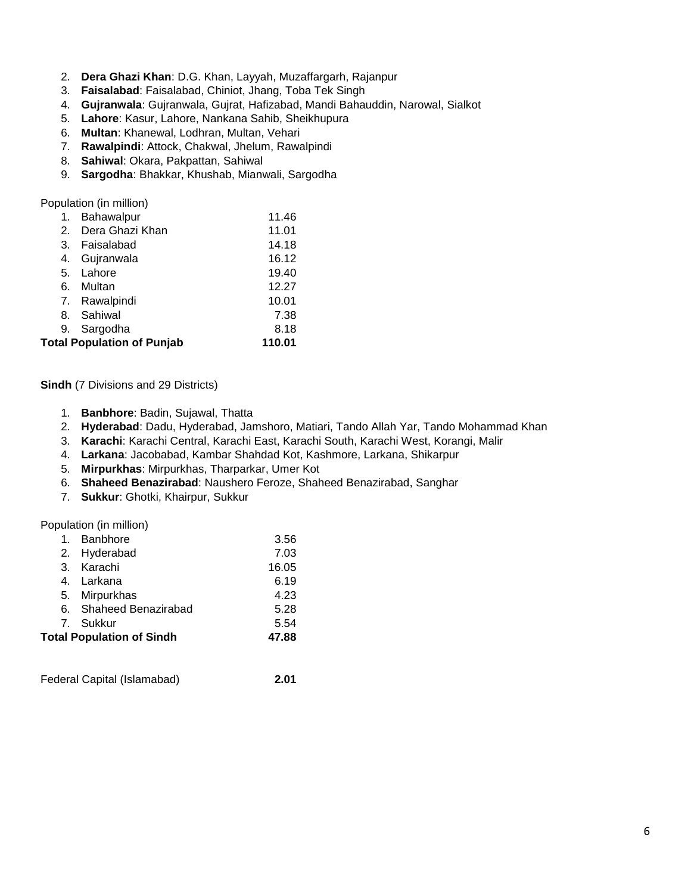2. **Dera Ghazi Khan**: D.G. Khan, Layyah, Muzaffargarh, Rajanpur
3. **Faisalabad**: Faisalabad, Chiniot, Jhang, Toba Tek Singh
4. **Gujranwala**: Gujranwala, Gujrat, Hafizabad, Mandi Bahauddin, Narowal, Sialkot
5. **Lahore**: Kasur, Lahore, Nankana Sahib, Sheikhupura
6. **Multan**: Khanewal, Lodhran, Multan, Vehari
7. **Rawalpindi**: Attock, Chakwal, Jhelum, Rawalpindi
8. **Sahiwal**: Okara, Pakpattan, Sahiwal
9. **Sargodha**: Bhakkar, Khushab, Mianwali, Sargodha

Population (in million)

| | |
|---|---|
| 1. Bahawalpur | 11.46 |
| 2. Dera Ghazi Khan | 11.01 |
| 3. Faisalabad | 14.18 |
| 4. Gujranwala | 16.12 |
| 5. Lahore | 19.40 |
| 6. Multan | 12.27 |
| 7. Rawalpindi | 10.01 |
| 8. Sahiwal | 7.38 |
| 9. Sargodha | 8.18 |
| **Total Population of Punjab** | **110.01** |

**Sindh** (7 Divisions and 29 Districts)

1. **Banbhore**: Badin, Sujawal, Thatta
2. **Hyderabad**: Dadu, Hyderabad, Jamshoro, Matiari, Tando Allah Yar, Tando Mohammad Khan
3. **Karachi**: Karachi Central, Karachi East, Karachi South, Karachi West, Korangi, Malir
4. **Larkana**: Jacobabad, Kambar Shahdad Kot, Kashmore, Larkana, Shikarpur
5. **Mirpurkhas**: Mirpurkhas, Tharparkar, Umer Kot
6. **Shaheed Benazirabad**: Naushero Feroze, Shaheed Benazirabad, Sanghar
7. **Sukkur**: Ghotki, Khairpur, Sukkur

Population (in million)

| | |
|---|---|
| 1. Banbhore | 3.56 |
| 2. Hyderabad | 7.03 |
| 3. Karachi | 16.05 |
| 4. Larkana | 6.19 |
| 5. Mirpurkhas | 4.23 |
| 6. Shaheed Benazirabad | 5.28 |
| 7. Sukkur | 5.54 |
| **Total Population of Sindh** | **47.88** |

Federal Capital (Islamabad) **2.01**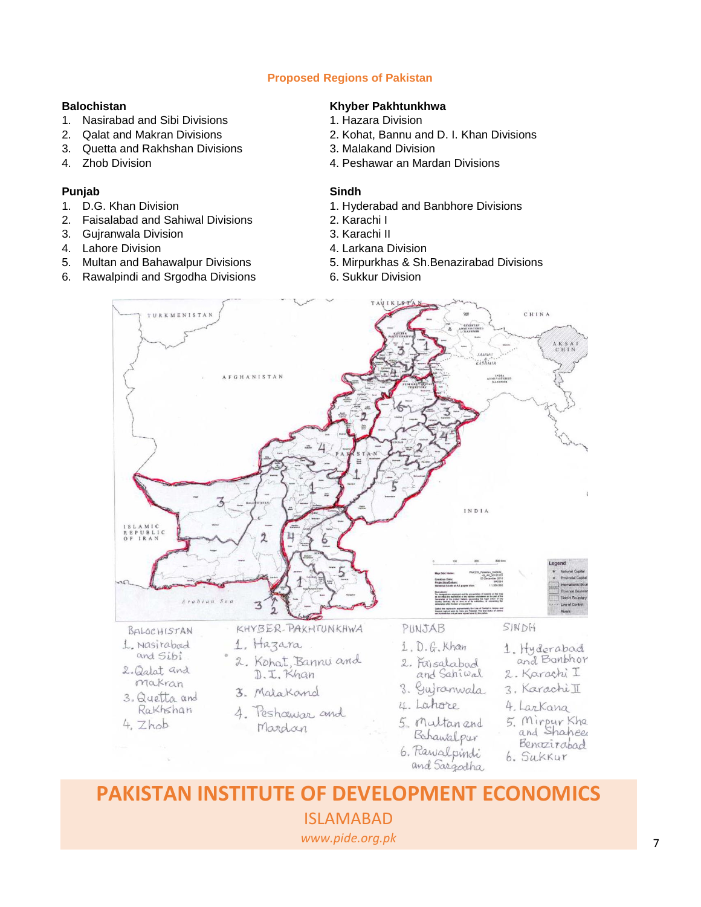## Proposed Regions of Pakistan

### Balochistan

1. Nasirabad and Sibi Divisions
2. Qalat and Makran Divisions
3. Quetta and Rakhshan Divisions
4. Zhob Division

### Khyber Pakhtunkhwa

1. Hazara Division
2. Kohat, Bannu and D. I. Khan Divisions
3. Malakand Division
4. Peshawar an Mardan Divisions

### Punjab

1. D.G. Khan Division
2. Faisalabad and Sahiwal Divisions
3. Gujranwala Division
4. Lahore Division
5. Multan and Bahawalpur Divisions
6. Rawalpindi and Srgodha Divisions

### Sindh

1. Hyderabad and Banbhore Divisions
2. Karachi I
3. Karachi II
4. Larkana Division
5. Mirpurkhas & Sh.Benazirabad Divisions
6. Sukkur Division

TURKMENISTAN
TAJIKISTAN
CHINA
AFGHANISTAN
AKSAI CHIN
JAMMU & KASHMIR
PAKISTAN
INDIA
ISLAMIC REPUBLIC OF IRAN
Arabian Sea

BALOCHISTAN
1. Nasirabad and Sibi
2. Qalat and Makran
3. Quetta and Rakhshan
4. Zhob

KHYBER-PAKHTUNKHWA
1. Hazara
2. Kohat, Bannu and D.I. Khan
3. Malakand
4. Peshawar and Mardan

PUNJAB
1. D.G. Khan
2. Faisalabad and Sahiwal
3. Gujranwala
4. Lahore
5. Multan and Bahawalpur
6. Rawalpindi and Sargodha

SINDH
1. Hyderabad and Banbhor
2. Karachi I
3. Karachi II
4. Larkana
5. Mirpur Kha and Shaheed Benazirabad
6. Sukkur

**PAKISTAN INSTITUTE OF DEVELOPMENT ECONOMICS**

ISLAMABAD

*www.pide.org.pk*